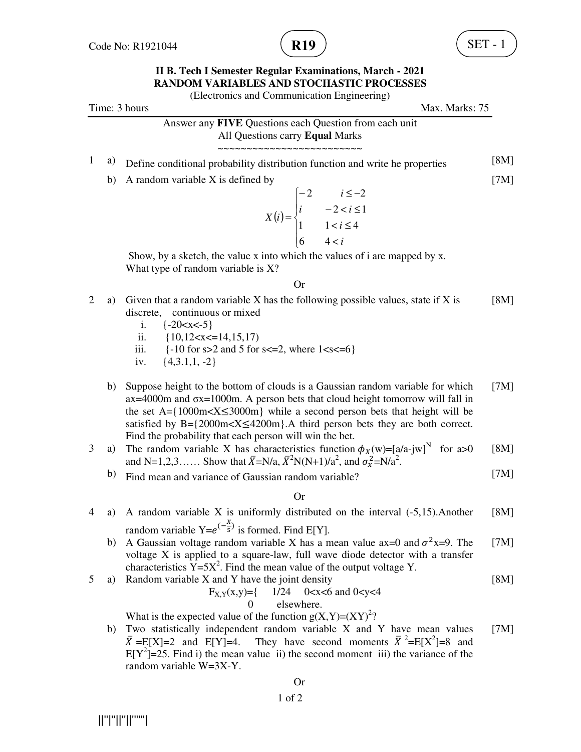Code No: R1921044

**R19**

SET - 1

**II B. Tech I Semester Regular Examinations, March - 2021**
**RANDOM VARIABLES AND STOCHASTIC PROCESSES**
(Electronics and Communication Engineering)

Time: 3 hours Max. Marks: 75

Answer any **FIVE** Questions each Question from each unit
All Questions carry **Equal** Marks

~~~~~~~~~~~~~~~~~~~~~~~~~

1 a) Define conditional probability distribution function and write he properties [8M]

b) A random variable X is defined by [7M]

$$X(i) = \begin{cases} -2 & i \le -2 \\ i & -2 < i \le 1 \\ 1 & 1 < i \le 4 \\ 6 & 4 < i \end{cases}$$

Show, by a sketch, the value x into which the values of i are mapped by x. What type of random variable is X?

Or

2 a) Given that a random variable X has the following possible values, state if X is discrete, continuous or mixed [8M]

i. {-20<x<-5}
ii. {10,12<x<=14,15,17)
iii. {-10 for s>2 and 5 for s<=2, where 1<s<=6}
iv. {4,3.1,1, -2}

b) Suppose height to the bottom of clouds is a Gaussian random variable for which ax=4000m and σx=1000m. A person bets that cloud height tomorrow will fall in the set A={1000m<X≤3000m} while a second person bets that height will be satisfied by B={2000m<X≤4200m}.A third person bets they are both correct. Find the probability that each person will win the bet. [7M]

3 a) The random variable X has characteristics function $\phi_X$(w)=[a/a-jw]$^N$ for a>0 and N=1,2,3…… Show that $\bar{X}$=N/a, $\bar{X}^2$N(N+1)/a$^2$, and $\sigma_x^2$=N/a$^2$. [8M]

b) Find mean and variance of Gaussian random variable? [7M]

Or

4 a) A random variable X is uniformly distributed on the interval (-5,15).Another random variable Y=$e^{(-\frac{X}{5})}$ is formed. Find E[Y]. [8M]

b) A Gaussian voltage random variable X has a mean value ax=0 and $\sigma^2$x=9. The voltage X is applied to a square-law, full wave diode detector with a transfer characteristics Y=5X$^2$. Find the mean value of the output voltage Y. [7M]

5 a) Random variable X and Y have the joint density [8M]

$F_{X,Y}$(x,y)={ 1/24 0<x<6 and 0<y<4
0 elsewhere.

What is the expected value of the function g(X,Y)=(XY)$^2$?

b) Two statistically independent random variable X and Y have mean values $\bar{X}$ =E[X]=2 and E[Y]=4. They have second moments $\bar{X}$ $^2$=E[X$^2$]=8 and E[Y$^2$]=25. Find i) the mean value ii) the second moment iii) the variance of the random variable W=3X-Y. [7M]

Or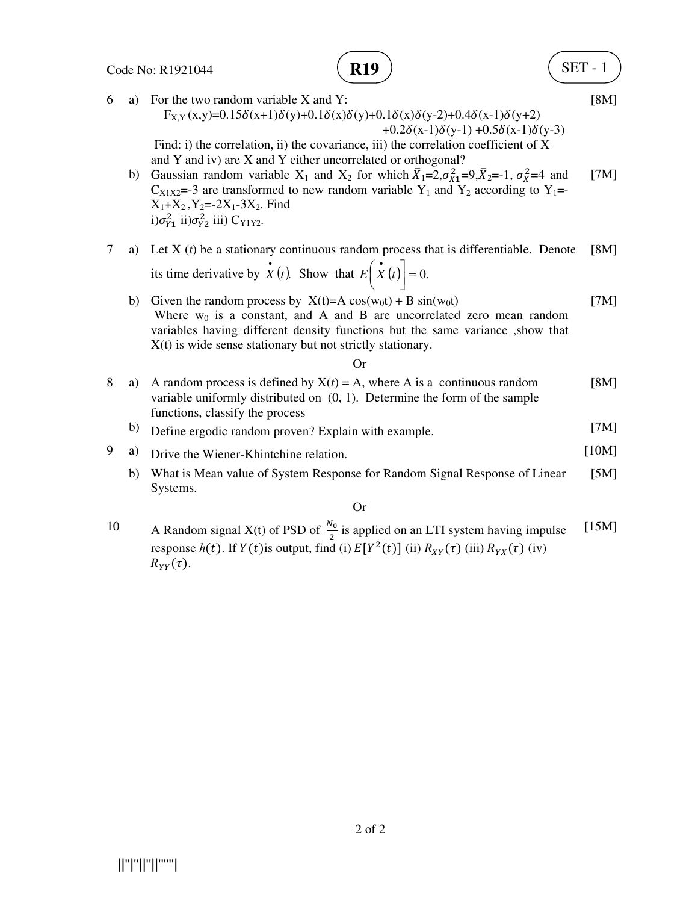Code No: R1921044 **R19** SET - 1

6 a) For the two random variable X and Y: [8M]

$$F_{X,Y}(x,y)=0.15\delta(x+1)\delta(y)+0.1\delta(x)\delta(y)+0.1\delta(x)\delta(y-2)+0.4\delta(x-1)\delta(y+2)$$
$$+0.2\delta(x-1)\delta(y-1)+0.5\delta(x-1)\delta(y-3)$$

Find: i) the correlation, ii) the covariance, iii) the correlation coefficient of X and Y and iv) are X and Y either uncorrelated or orthogonal?

b) Gaussian random variable $X_1$ and $X_2$ for which $\bar{X}_1=2, \sigma_{X1}^2=9, \bar{X}_2=-1, \sigma_X^2=4$ and $C_{X1X2}=-3$ are transformed to new random variable $Y_1$ and $Y_2$ according to $Y_1=-X_1+X_2$, $Y_2=-2X_1-3X_2$. Find [7M]

i) $\sigma_{Y1}^2$ ii) $\sigma_{Y2}^2$ iii) $C_{Y1Y2}$.

7 a) Let X (*t*) be a stationary continuous random process that is differentiable. Denote its time derivative by $\dot{X}(t)$. Show that $E\left[\dot{X}(t)\right]=0$. [8M]

b) Given the random process by $X(t)=A\cos(w_0t)+B\sin(w_0t)$ [7M]
Where $w_0$ is a constant, and A and B are uncorrelated zero mean random variables having different density functions but the same variance ,show that X(t) is wide sense stationary but not strictly stationary.

Or

8 a) A random process is defined by X(*t*) = A, where A is a continuous random variable uniformly distributed on (0, 1). Determine the form of the sample functions, classify the process [8M]

b) Define ergodic random proven? Explain with example. [7M]

9 a) Drive the Wiener-Khintchine relation. [10M]

b) What is Mean value of System Response for Random Signal Response of Linear Systems. [5M]

Or

10 A Random signal X(t) of PSD of $\frac{N_0}{2}$ is applied on an LTI system having impulse response $h(t)$. If $Y(t)$ is output, find (i) $E[Y^2(t)]$ (ii) $R_{XY}(\tau)$ (iii) $R_{YX}(\tau)$ (iv) $R_{YY}(\tau)$. [15M]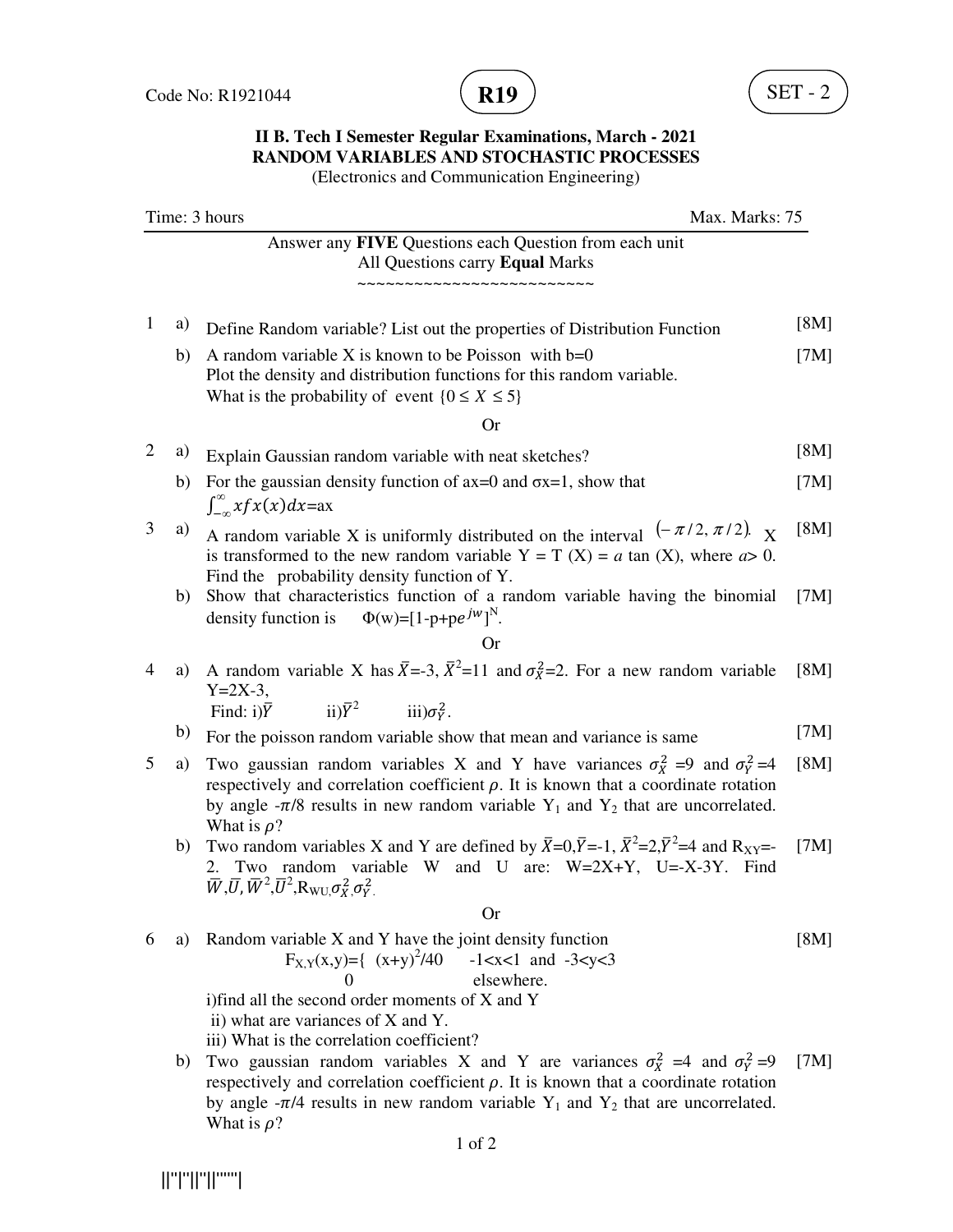Code No: R1921044

**R19**

SET - 2

**II B. Tech I Semester Regular Examinations, March - 2021**
**RANDOM VARIABLES AND STOCHASTIC PROCESSES**
(Electronics and Communication Engineering)

Time: 3 hours | Max. Marks: 75

Answer any **FIVE** Questions each Question from each unit
All Questions carry **Equal** Marks

~~~~~~~~~~~~~~~~~~~~~~~~~~

1 a) Define Random variable? List out the properties of Distribution Function [8M]

b) A random variable X is known to be Poisson with b=0
Plot the density and distribution functions for this random variable.
What is the probability of event $\{0 \leq X \leq 5\}$ [7M]

Or

2 a) Explain Gaussian random variable with neat sketches? [8M]

b) For the gaussian density function of ax=0 and σx=1, show that
$\int_{-\infty}^{\infty} x f x(x) dx$=ax [7M]

3 a) A random variable X is uniformly distributed on the interval $(-\pi/2, \pi/2)$. X is transformed to the new random variable Y = T (X) = *a* tan (X), where *a*> 0. Find the probability density function of Y. [8M]

b) Show that characteristics function of a random variable having the binomial density function is Φ(w)=$[1\text{-p+p}e^{jw}]^N$. [7M]

Or

4 a) A random variable X has $\bar{X}$=-3, $\bar{X}^2$=11 and $\sigma_X^2$=2. For a new random variable Y=2X-3,
Find: i)$\bar{Y}$ ii)$\bar{Y}^2$ iii)$\sigma_Y^2$. [8M]

b) For the poisson random variable show that mean and variance is same [7M]

5 a) Two gaussian random variables X and Y have variances $\sigma_X^2$ =9 and $\sigma_Y^2$ =4 respectively and correlation coefficient $\rho$. It is known that a coordinate rotation by angle -$\pi$/8 results in new random variable $Y_1$ and $Y_2$ that are uncorrelated. What is $\rho$? [8M]

b) Two random variables X and Y are defined by $\bar{X}$=0,$\bar{Y}$=-1, $\bar{X}^2$=2,$\bar{Y}^2$=4 and $R_{XY}$=-2. Two random variable W and U are: W=2X+Y, U=-X-3Y. Find $\bar{W}$,$\bar{U}$, $\bar{W}^2$,$\bar{U}^2$,$R_{WU}$,$\sigma_X^2$,$\sigma_Y^2$. [7M]

Or

6 a) Random variable X and Y have the joint density function [8M]

$F_{X,Y}(x,y)$={ $(x+y)^2/40$ -1<x<1 and -3<y<3
0 elsewhere.

i)find all the second order moments of X and Y
ii) what are variances of X and Y.
iii) What is the correlation coefficient?

b) Two gaussian random variables X and Y are variances $\sigma_X^2$ =4 and $\sigma_Y^2$ =9 respectively and correlation coefficient $\rho$. It is known that a coordinate rotation by angle -$\pi$/4 results in new random variable $Y_1$ and $Y_2$ that are uncorrelated. What is $\rho$? [7M]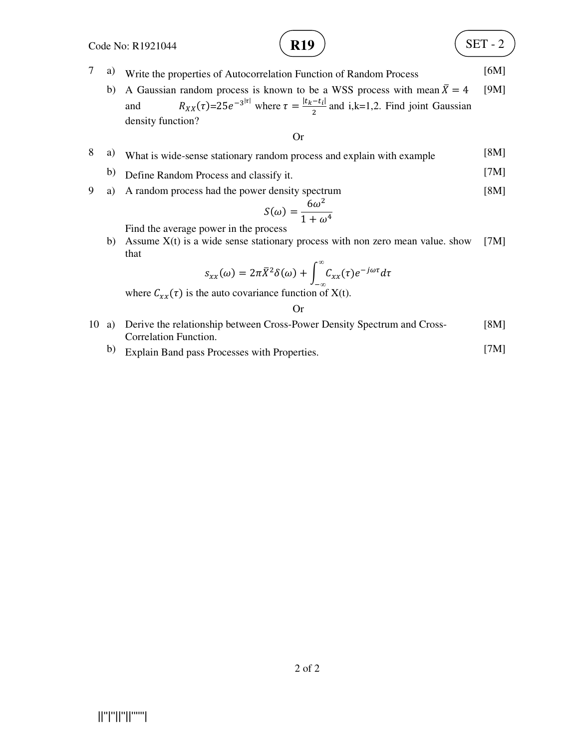Code No: R1921044

**R19**

SET - 2

7 a) Write the properties of Autocorrelation Function of Random Process [6M]

b) A Gaussian random process is known to be a WSS process with mean $\bar{X} = 4$ and $R_{XX}(\tau)=25e^{-3|\tau|}$ where $\tau = \frac{|t_k - t_i|}{2}$ and i,k=1,2. Find joint Gaussian density function? [9M]

Or

8 a) What is wide-sense stationary random process and explain with example [8M]

b) Define Random Process and classify it. [7M]

9 a) A random process had the power density spectrum [8M]

$$S(\omega) = \frac{6\omega^2}{1+\omega^4}$$

Find the average power in the process

b) Assume X(t) is a wide sense stationary process with non zero mean value. show that [7M]

$$s_{xx}(\omega) = 2\pi\bar{X}^2\delta(\omega) + \int_{-\infty}^{\infty} C_{xx}(\tau)e^{-j\omega\tau}d\tau$$

where $C_{xx}(\tau)$ is the auto covariance function of X(t).

Or

10 a) Derive the relationship between Cross-Power Density Spectrum and Cross-Correlation Function. [8M]

b) Explain Band pass Processes with Properties. [7M]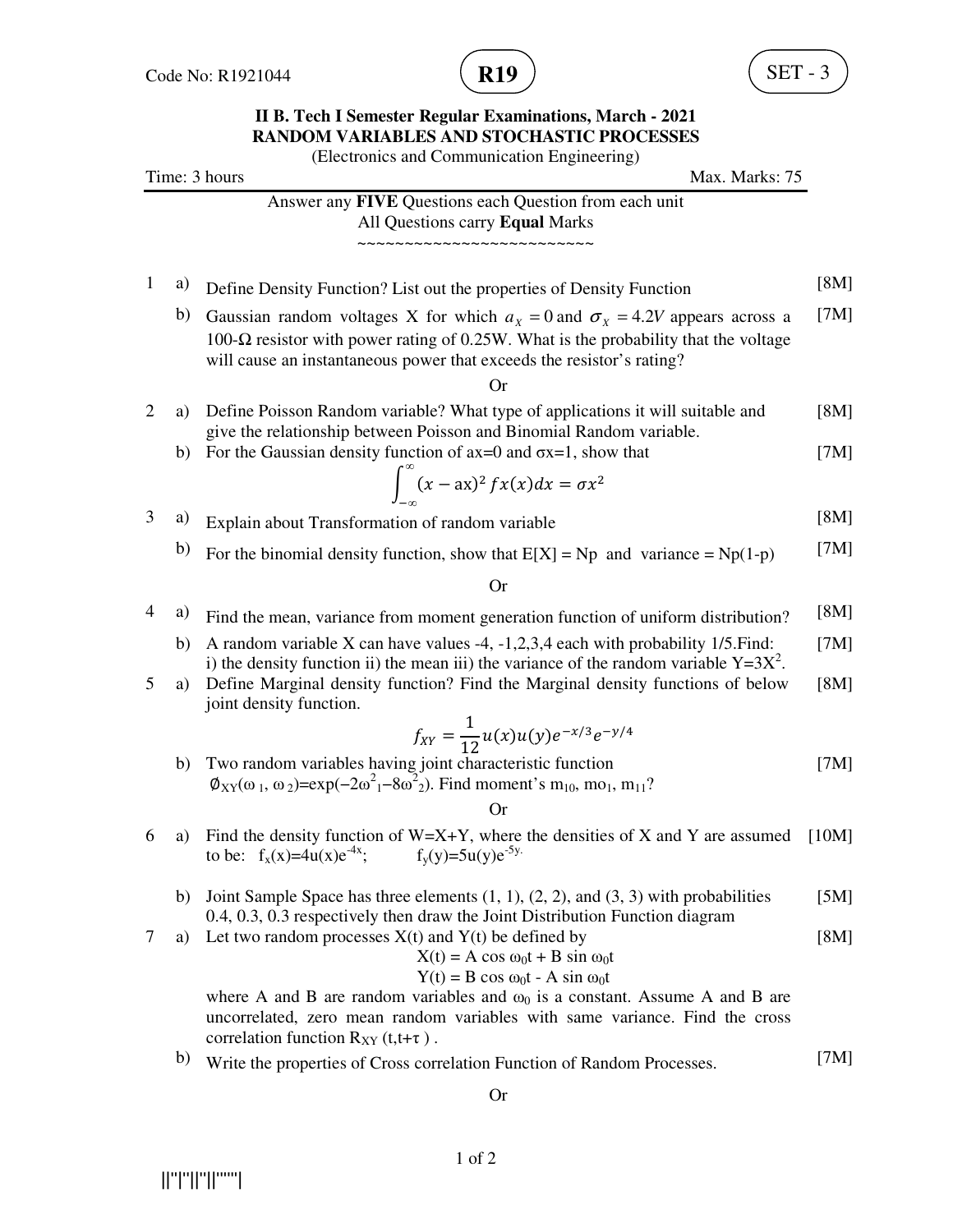Code No: R1921044 **R19** SET - 3

**II B. Tech I Semester Regular Examinations, March - 2021**
**RANDOM VARIABLES AND STOCHASTIC PROCESSES**
(Electronics and Communication Engineering)

Time: 3 hours Max. Marks: 75

Answer any **FIVE** Questions each Question from each unit
All Questions carry **Equal** Marks

~~~~~~~~~~~~~~~~~~~~~~~~~~

1 a) Define Density Function? List out the properties of Density Function [8M]

b) Gaussian random voltages X for which $a_X = 0$ and $\sigma_X = 4.2V$ appears across a 100-Ω resistor with power rating of 0.25W. What is the probability that the voltage will cause an instantaneous power that exceeds the resistor's rating? [7M]

Or

2 a) Define Poisson Random variable? What type of applications it will suitable and give the relationship between Poisson and Binomial Random variable. [8M]

b) For the Gaussian density function of ax=0 and σx=1, show that [7M]

$$\int_{-\infty}^{\infty} (x - \text{ax})^2 \, fx(x) dx = \sigma x^2$$

3 a) Explain about Transformation of random variable [8M]

b) For the binomial density function, show that E[X] = Np and variance = Np(1-p) [7M]

Or

4 a) Find the mean, variance from moment generation function of uniform distribution? [8M]

b) A random variable X can have values -4, -1,2,3,4 each with probability 1/5.Find: i) the density function ii) the mean iii) the variance of the random variable $Y=3X^2$. [7M]

5 a) Define Marginal density function? Find the Marginal density functions of below joint density function. [8M]

$$f_{XY} = \frac{1}{12} u(x)u(y)e^{-x/3}e^{-y/4}$$

b) Two random variables having joint characteristic function $\emptyset_{XY}(\omega_1, \omega_2)=\exp(-2\omega_1^2-8\omega_2^2)$. Find moment's $m_{10}$, $m_{01}$, $m_{11}$? [7M]

Or

6 a) Find the density function of W=X+Y, where the densities of X and Y are assumed to be: $f_x(x)=4u(x)e^{-4x}$; $f_y(y)=5u(y)e^{-5y}$. [10M]

b) Joint Sample Space has three elements (1, 1), (2, 2), and (3, 3) with probabilities 0.4, 0.3, 0.3 respectively then draw the Joint Distribution Function diagram [5M]

7 a) Let two random processes X(t) and Y(t) be defined by [8M]

$$X(t) = A \cos \omega_0 t + B \sin \omega_0 t$$
$$Y(t) = B \cos \omega_0 t - A \sin \omega_0 t$$

where A and B are random variables and $\omega_0$ is a constant. Assume A and B are uncorrelated, zero mean random variables with same variance. Find the cross correlation function $R_{XY}(t,t+\tau)$.

b) Write the properties of Cross correlation Function of Random Processes. [7M]

Or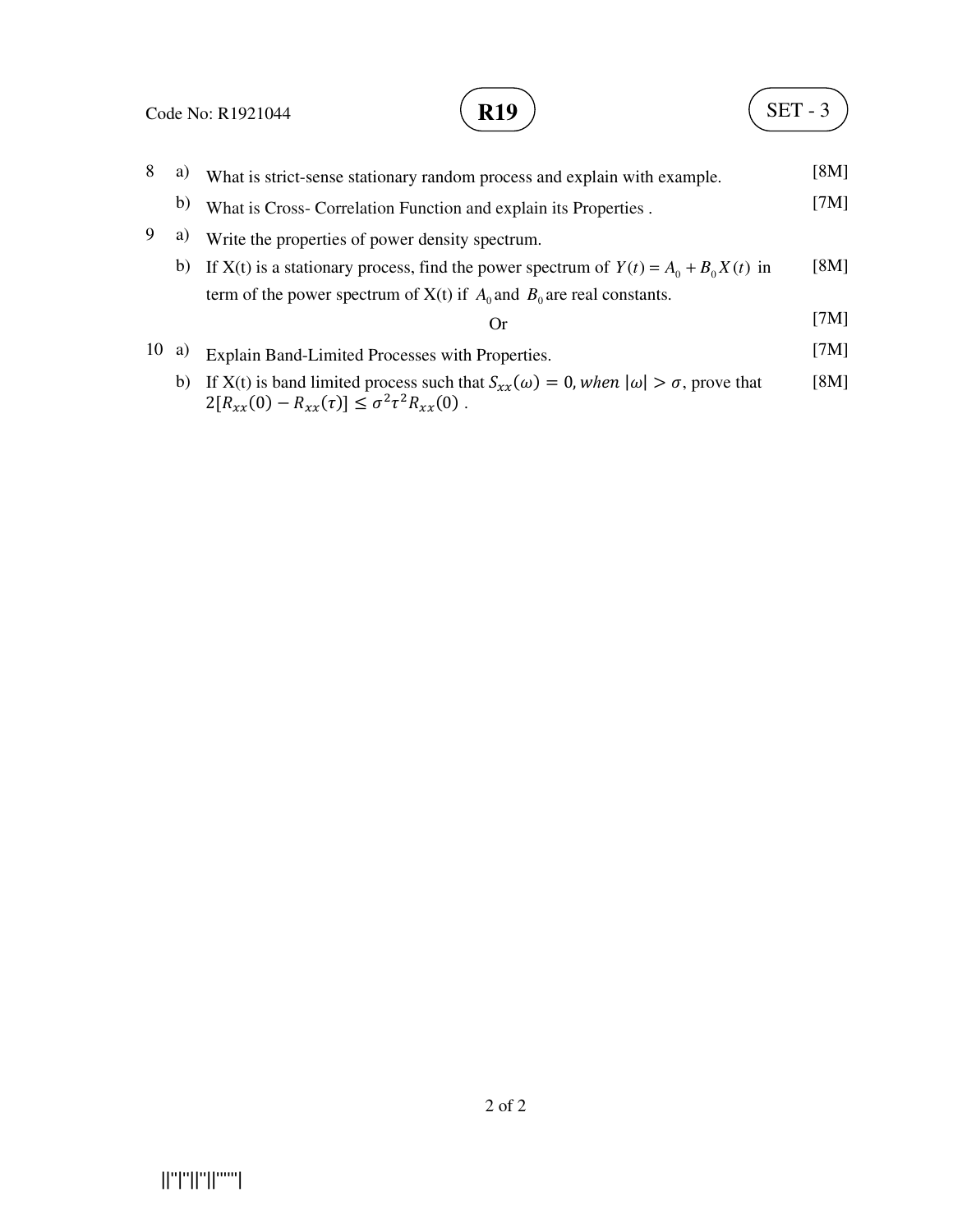Code No: R1921044 **R19** SET - 3

| | | | |
|---|---|---|---|
| 8 | a) | What is strict-sense stationary random process and explain with example. | [8M] |
| | b) | What is Cross- Correlation Function and explain its Properties . | [7M] |
| 9 | a) | Write the properties of power density spectrum. | [8M] |
| | b) | If X(t) is a stationary process, find the power spectrum of $Y(t) = A_0 + B_0 X(t)$ in term of the power spectrum of X(t) if $A_0$ and $B_0$ are real constants. | [7M] |
| | | Or | |
| 10 | a) | Explain Band-Limited Processes with Properties. | [7M] |
| | b) | If X(t) is band limited process such that $S_{xx}(\omega) = 0, when\ \lvert\omega\rvert > \sigma$, prove that $2[R_{xx}(0) - R_{xx}(\tau)] \leq \sigma^2 \tau^2 R_{xx}(0)$ . | [8M] |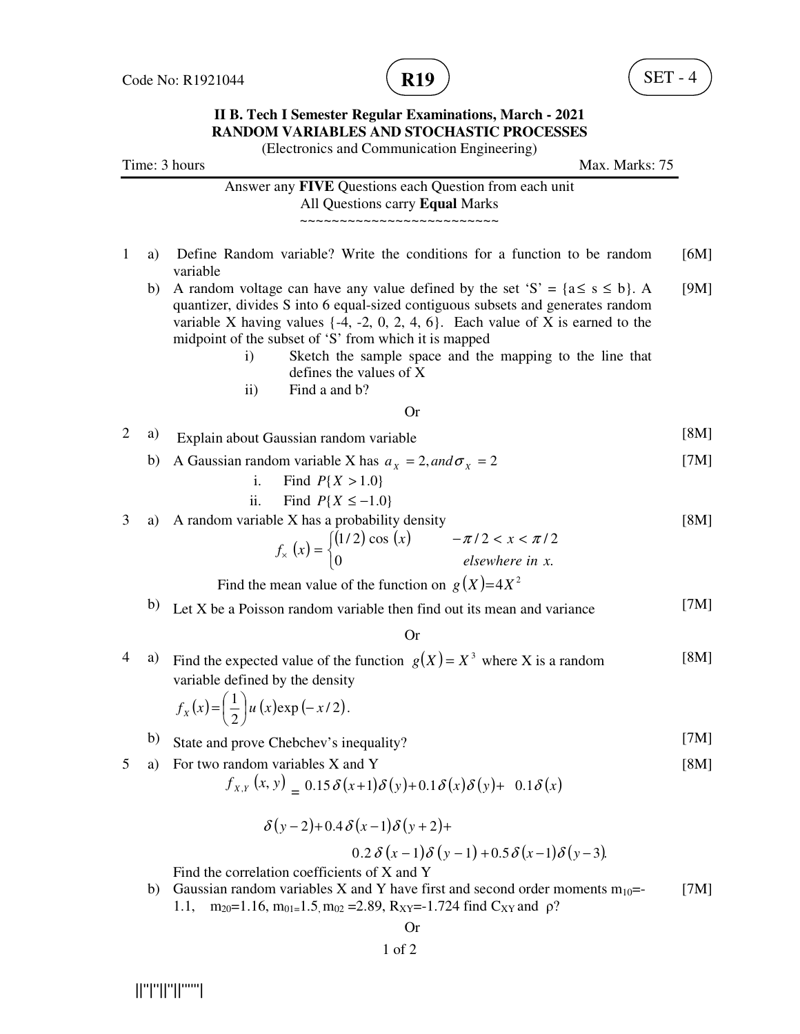Code No: R1921044 **R19** SET - 4

**II B. Tech I Semester Regular Examinations, March - 2021**
**RANDOM VARIABLES AND STOCHASTIC PROCESSES**
(Electronics and Communication Engineering)

Time: 3 hours Max. Marks: 75

Answer any **FIVE** Questions each Question from each unit
All Questions carry **Equal** Marks
~~~~~~~~~~~~~~~~~~~~~~~~~

1 a) Define Random variable? Write the conditions for a function to be random variable [6M]

b) A random voltage can have any value defined by the set 'S' = $\{a \leq s \leq b\}$. A quantizer, divides S into 6 equal-sized contiguous subsets and generates random variable X having values {-4, -2, 0, 2, 4, 6}. Each value of X is earned to the midpoint of the subset of 'S' from which it is mapped [9M]

i) Sketch the sample space and the mapping to the line that defines the values of X

ii) Find a and b?

Or

2 a) Explain about Gaussian random variable [8M]

b) A Gaussian random variable X has $a_X = 2, and\, \sigma_X = 2$ [7M]

i. Find $P\{X > 1.0\}$

ii. Find $P\{X \leq -1.0\}$

3 a) A random variable X has a probability density [8M]

$$f_X(x) = \begin{cases} (1/2)\cos(x) & -\pi/2 < x < \pi/2 \\ 0 & elsewhere\ in\ x. \end{cases}$$

Find the mean value of the function on $g(X) = 4X^2$

b) Let X be a Poisson random variable then find out its mean and variance [7M]

Or

4 a) Find the expected value of the function $g(X) = X^3$ where X is a random variable defined by the density [8M]

$$f_X(x) = \left(\frac{1}{2}\right)u(x)\exp(-x/2).$$

b) State and prove Chebchev's inequality? [7M]

5 a) For two random variables X and Y [8M]

$$f_{X,Y}(x,y) = 0.15\delta(x+1)\delta(y) + 0.1\delta(x)\delta(y) + 0.1\delta(x)\delta(y-2) + 0.4\delta(x-1)\delta(y+2) + 0.2\delta(x-1)\delta(y-1) + 0.5\delta(x-1)\delta(y-3).$$

Find the correlation coefficients of X and Y

b) Gaussian random variables X and Y have first and second order moments $m_{10}$=-1.1, $m_{20}$=1.16, $m_{01}$=1.5, $m_{02}$=2.89, $R_{XY}$=-1.724 find $C_{XY}$ and ρ? [7M]

Or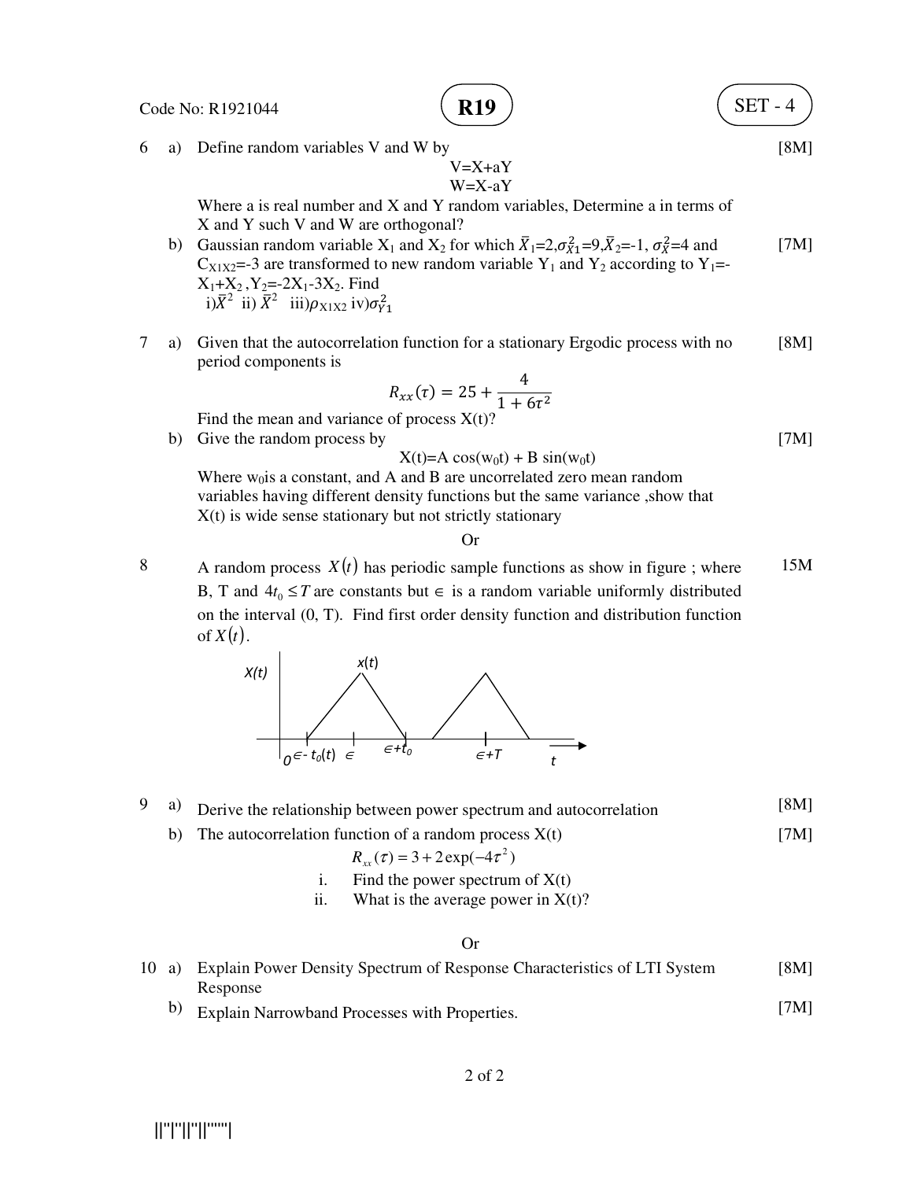Code No: R1921044 **R19** SET - 4

6 a) Define random variables V and W by [8M]

$$V = X + aY$$
$$W = X - aY$$

Where a is real number and X and Y random variables, Determine a in terms of X and Y such V and W are orthogonal?

b) Gaussian random variable $X_1$ and $X_2$ for which $\bar{X}_1=2, \sigma_{X1}^2=9, \bar{X}_2=-1, \sigma_X^2=4$ and $C_{X1X2}=-3$ are transformed to new random variable $Y_1$ and $Y_2$ according to $Y_1=-X_1+X_2$, $Y_2=-2X_1-3X_2$. Find [7M]

i) $\bar{X}^2$ ii) $\bar{X}^2$ iii) $\rho_{X1X2}$ iv) $\sigma_{Y1}^2$

7 a) Given that the autocorrelation function for a stationary Ergodic process with no period components is [8M]

$$R_{xx}(\tau) = 25 + \frac{4}{1+6\tau^2}$$

Find the mean and variance of process X(t)?

b) Give the random process by [7M]

$$X(t) = A\cos(w_0 t) + B\sin(w_0 t)$$

Where $w_0$ is a constant, and A and B are uncorrelated zero mean random variables having different density functions but the same variance, show that X(t) is wide sense stationary but not strictly stationary

Or

8 A random process $X(t)$ has periodic sample functions as show in figure ; where B, T and $4t_0 \le T$ are constants but $\in$ is a random variable uniformly distributed on the interval (0, T). Find first order density function and distribution function of $X(t)$. 15M

X(t)

x(t)

0

∈- t0(t)

∈

∈+t0

∈+T

t

9 a) Derive the relationship between power spectrum and autocorrelation [8M]

b) The autocorrelation function of a random process X(t) [7M]

$$R_{xx}(\tau) = 3 + 2\exp(-4\tau^2)$$

i. Find the power spectrum of X(t)
ii. What is the average power in X(t)?

Or

10 a) Explain Power Density Spectrum of Response Characteristics of LTI System Response [8M]

b) Explain Narrowband Processes with Properties. [7M]